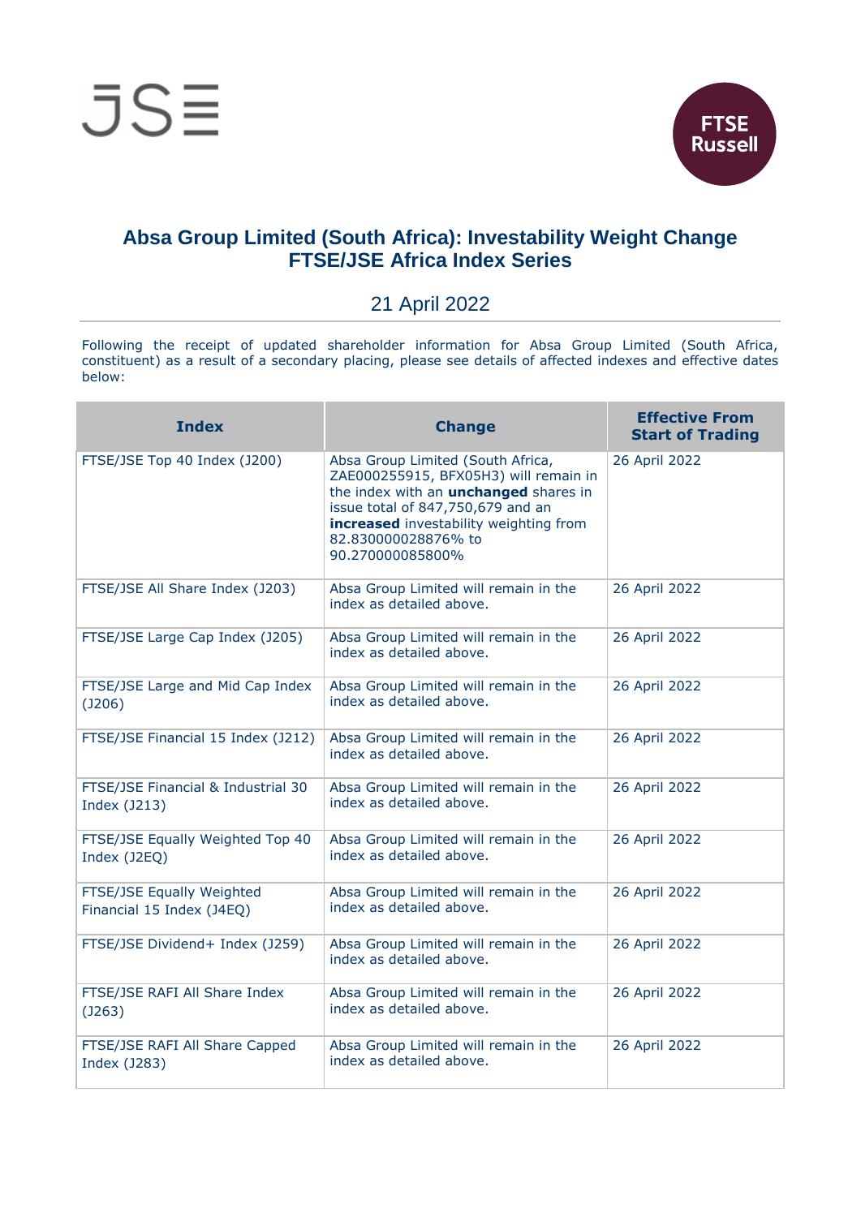# Absa Group Limited (South Africa): Investability Weight Change FTSE/JSE Africa Index Series

21 April 2022

Following the receipt of updated shareholder information for Absa Group Limited (South Africa, constituent) as a result of a secondary placing, please see details of affected indexes and effective dates below:

| Index | Change | Effective From Start of Trading |
|---|---|---|
| FTSE/JSE Top 40 Index (J200) | Absa Group Limited (South Africa, ZAE000255915, BFX05H3) will remain in the index with an **unchanged** shares in issue total of 847,750,679 and an **increased** investability weighting from 82.830000028876% to 90.270000085800% | 26 April 2022 |
| FTSE/JSE All Share Index (J203) | Absa Group Limited will remain in the index as detailed above. | 26 April 2022 |
| FTSE/JSE Large Cap Index (J205) | Absa Group Limited will remain in the index as detailed above. | 26 April 2022 |
| FTSE/JSE Large and Mid Cap Index (J206) | Absa Group Limited will remain in the index as detailed above. | 26 April 2022 |
| FTSE/JSE Financial 15 Index (J212) | Absa Group Limited will remain in the index as detailed above. | 26 April 2022 |
| FTSE/JSE Financial & Industrial 30 Index (J213) | Absa Group Limited will remain in the index as detailed above. | 26 April 2022 |
| FTSE/JSE Equally Weighted Top 40 Index (J2EQ) | Absa Group Limited will remain in the index as detailed above. | 26 April 2022 |
| FTSE/JSE Equally Weighted Financial 15 Index (J4EQ) | Absa Group Limited will remain in the index as detailed above. | 26 April 2022 |
| FTSE/JSE Dividend+ Index (J259) | Absa Group Limited will remain in the index as detailed above. | 26 April 2022 |
| FTSE/JSE RAFI All Share Index (J263) | Absa Group Limited will remain in the index as detailed above. | 26 April 2022 |
| FTSE/JSE RAFI All Share Capped Index (J283) | Absa Group Limited will remain in the index as detailed above. | 26 April 2022 |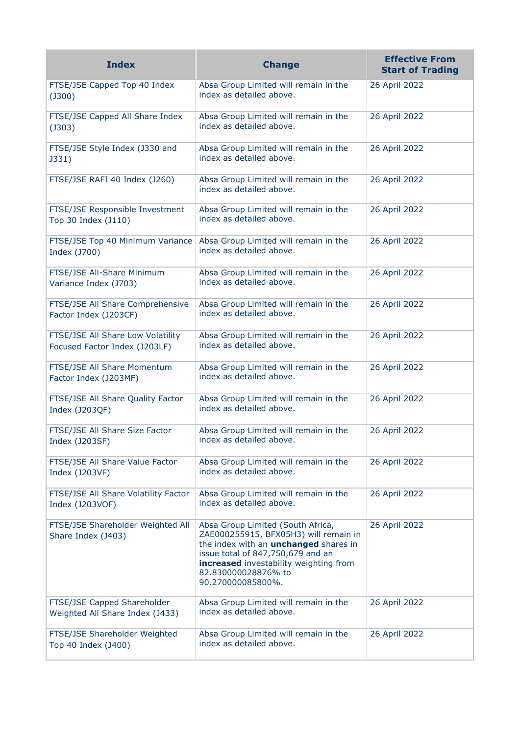| Index | Change | Effective From Start of Trading |
|---|---|---|
| FTSE/JSE Capped Top 40 Index (J300) | Absa Group Limited will remain in the index as detailed above. | 26 April 2022 |
| FTSE/JSE Capped All Share Index (J303) | Absa Group Limited will remain in the index as detailed above. | 26 April 2022 |
| FTSE/JSE Style Index (J330 and J331) | Absa Group Limited will remain in the index as detailed above. | 26 April 2022 |
| FTSE/JSE RAFI 40 Index (J260) | Absa Group Limited will remain in the index as detailed above. | 26 April 2022 |
| FTSE/JSE Responsible Investment Top 30 Index (J110) | Absa Group Limited will remain in the index as detailed above. | 26 April 2022 |
| FTSE/JSE Top 40 Minimum Variance Index (J700) | Absa Group Limited will remain in the index as detailed above. | 26 April 2022 |
| FTSE/JSE All-Share Minimum Variance Index (J703) | Absa Group Limited will remain in the index as detailed above. | 26 April 2022 |
| FTSE/JSE All Share Comprehensive Factor Index (J203CF) | Absa Group Limited will remain in the index as detailed above. | 26 April 2022 |
| FTSE/JSE All Share Low Volatility Focused Factor Index (J203LF) | Absa Group Limited will remain in the index as detailed above. | 26 April 2022 |
| FTSE/JSE All Share Momentum Factor Index (J203MF) | Absa Group Limited will remain in the index as detailed above. | 26 April 2022 |
| FTSE/JSE All Share Quality Factor Index (J203QF) | Absa Group Limited will remain in the index as detailed above. | 26 April 2022 |
| FTSE/JSE All Share Size Factor Index (J203SF) | Absa Group Limited will remain in the index as detailed above. | 26 April 2022 |
| FTSE/JSE All Share Value Factor Index (J203VF) | Absa Group Limited will remain in the index as detailed above. | 26 April 2022 |
| FTSE/JSE All Share Volatility Factor Index (J203VOF) | Absa Group Limited will remain in the index as detailed above. | 26 April 2022 |
| FTSE/JSE Shareholder Weighted All Share Index (J403) | Absa Group Limited (South Africa, ZAE000255915, BFX05H3) will remain in the index with an **unchanged** shares in issue total of 847,750,679 and an **increased** investability weighting from 82.830000028876% to 90.270000085800%. | 26 April 2022 |
| FTSE/JSE Capped Shareholder Weighted All Share Index (J433) | Absa Group Limited will remain in the index as detailed above. | 26 April 2022 |
| FTSE/JSE Shareholder Weighted Top 40 Index (J400) | Absa Group Limited will remain in the index as detailed above. | 26 April 2022 |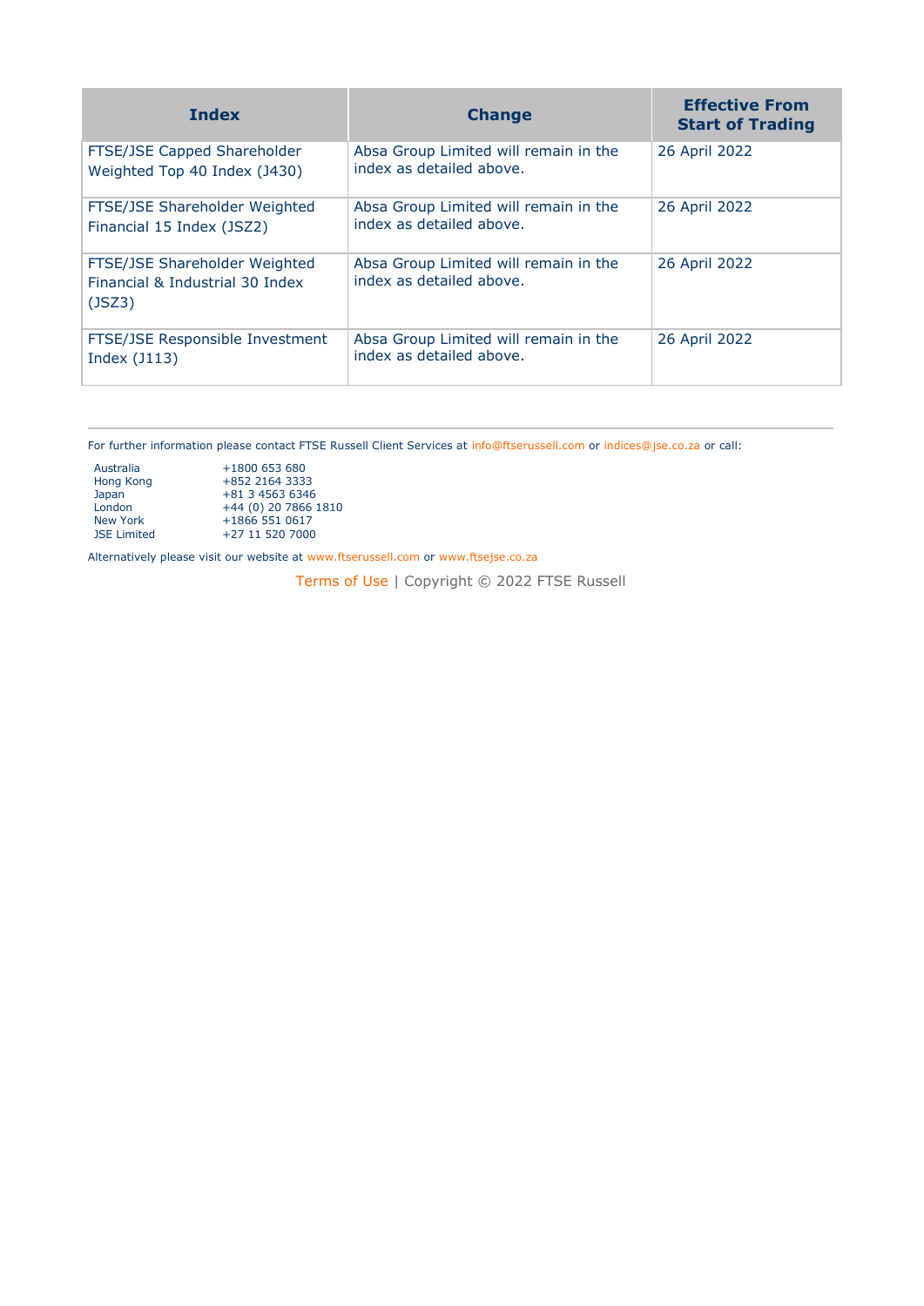| Index | Change | Effective From Start of Trading |
| --- | --- | --- |
| FTSE/JSE Capped Shareholder Weighted Top 40 Index (J430) | Absa Group Limited will remain in the index as detailed above. | 26 April 2022 |
| FTSE/JSE Shareholder Weighted Financial 15 Index (JSZ2) | Absa Group Limited will remain in the index as detailed above. | 26 April 2022 |
| FTSE/JSE Shareholder Weighted Financial & Industrial 30 Index (JSZ3) | Absa Group Limited will remain in the index as detailed above. | 26 April 2022 |
| FTSE/JSE Responsible Investment Index (J113) | Absa Group Limited will remain in the index as detailed above. | 26 April 2022 |

---

For further information please contact FTSE Russell Client Services at info@ftserussell.com or indices@jse.co.za or call:

| | |
| --- | --- |
| Australia | +1800 653 680 |
| Hong Kong | +852 2164 3333 |
| Japan | +81 3 4563 6346 |
| London | +44 (0) 20 7866 1810 |
| New York | +1866 551 0617 |
| JSE Limited | +27 11 520 7000 |

Alternatively please visit our website at www.ftserussell.com or www.ftsejse.co.za

Terms of Use | Copyright © 2022 FTSE Russell